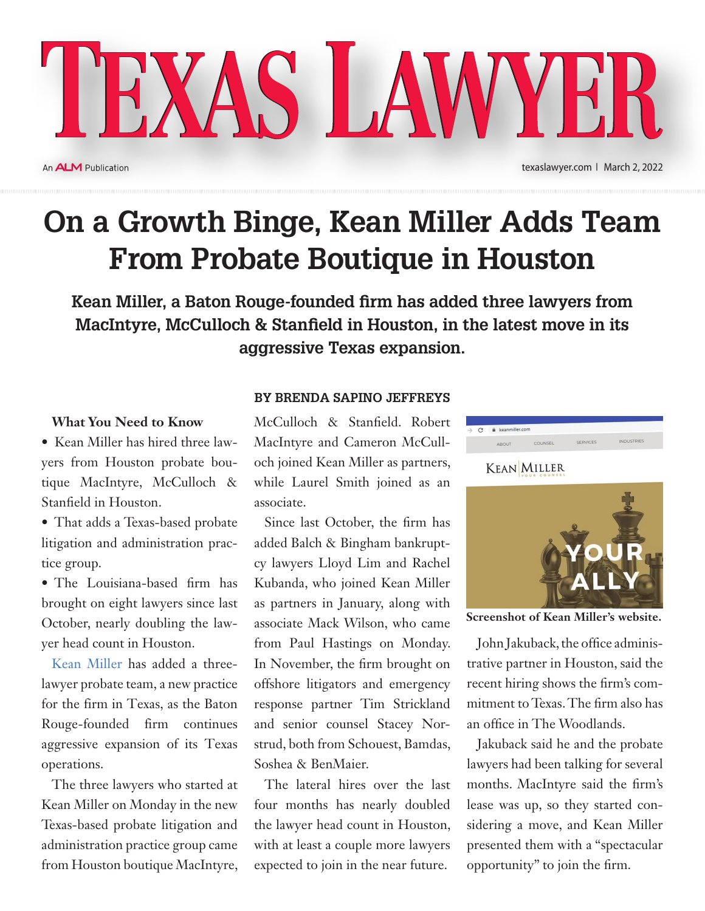# TEXAS LAWYER

An ALM Publication

texaslawyer.com | March 2, 2022

## On a Growth Binge, Kean Miller Adds Team From Probate Boutique in Houston

**Kean Miller, a Baton Rouge-founded firm has added three lawyers from MacIntyre, McCulloch & Stanfield in Houston, in the latest move in its aggressive Texas expansion.**

**BY BRENDA SAPINO JEFFREYS**

**What You Need to Know**

- Kean Miller has hired three lawyers from Houston probate boutique MacIntyre, McCulloch & Stanfield in Houston.
- That adds a Texas-based probate litigation and administration practice group.
- The Louisiana-based firm has brought on eight lawyers since last October, nearly doubling the lawyer head count in Houston.

Kean Miller has added a three-lawyer probate team, a new practice for the firm in Texas, as the Baton Rouge-founded firm continues aggressive expansion of its Texas operations.

The three lawyers who started at Kean Miller on Monday in the new Texas-based probate litigation and administration practice group came from Houston boutique MacIntyre, McCulloch & Stanfield. Robert MacIntyre and Cameron McCulloch joined Kean Miller as partners, while Laurel Smith joined as an associate.

Since last October, the firm has added Balch & Bingham bankruptcy lawyers Lloyd Lim and Rachel Kubanda, who joined Kean Miller as partners in January, along with associate Mack Wilson, who came from Paul Hastings on Monday. In November, the firm brought on offshore litigators and emergency response partner Tim Strickland and senior counsel Stacey Norstrud, both from Schouest, Bamdas, Soshea & BenMaier.

The lateral hires over the last four months has nearly doubled the lawyer head count in Houston, with at least a couple more lawyers expected to join in the near future.

**Screenshot of Kean Miller's website.**

John Jakuback, the office administrative partner in Houston, said the recent hiring shows the firm's commitment to Texas. The firm also has an office in The Woodlands.

Jakuback said he and the probate lawyers had been talking for several months. MacIntyre said the firm's lease was up, so they started considering a move, and Kean Miller presented them with a "spectacular opportunity" to join the firm.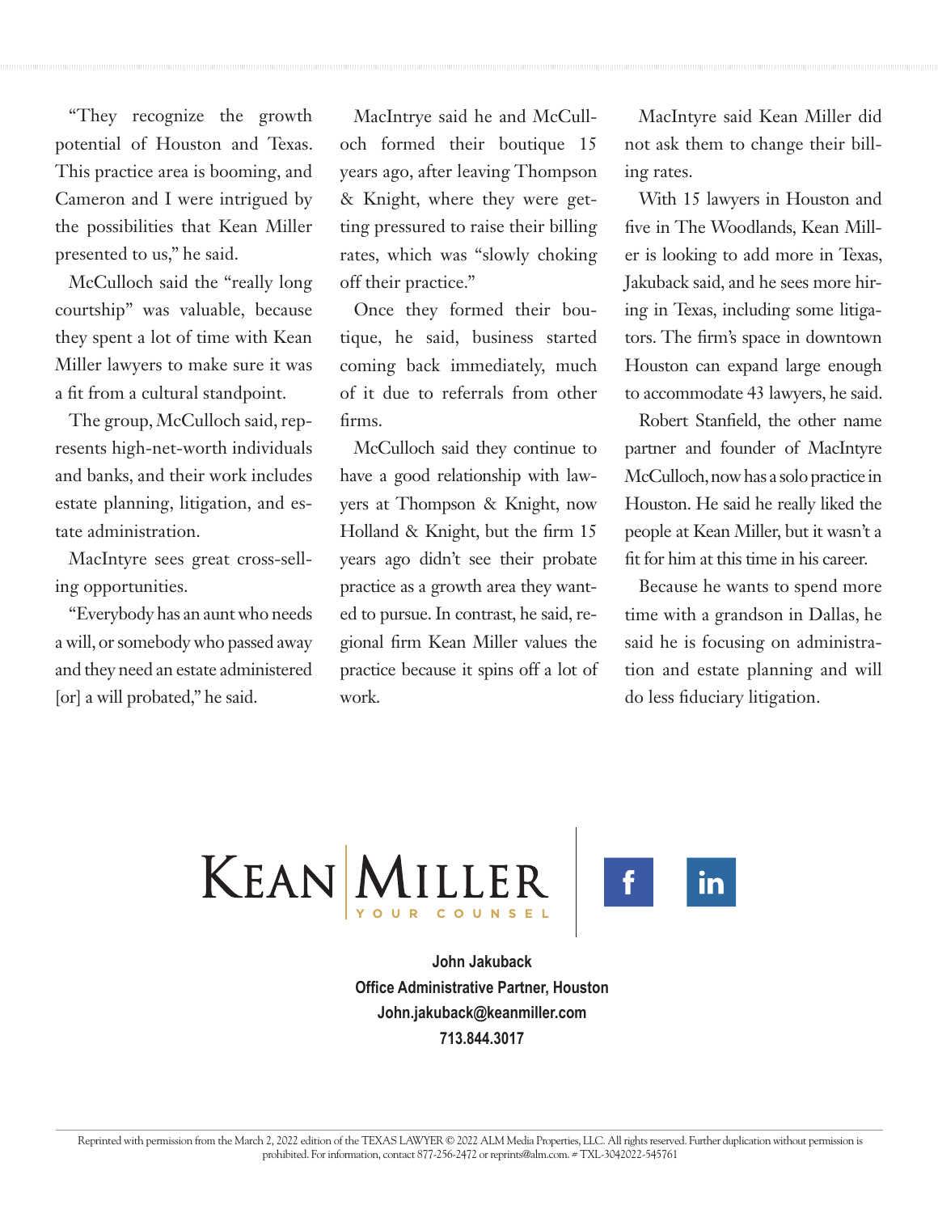"They recognize the growth potential of Houston and Texas. This practice area is booming, and Cameron and I were intrigued by the possibilities that Kean Miller presented to us," he said.

McCulloch said the "really long courtship" was valuable, because they spent a lot of time with Kean Miller lawyers to make sure it was a fit from a cultural standpoint.

The group, McCulloch said, represents high-net-worth individuals and banks, and their work includes estate planning, litigation, and estate administration.

MacIntyre sees great cross-selling opportunities.

"Everybody has an aunt who needs a will, or somebody who passed away and they need an estate administered [or] a will probated," he said.

MacIntrye said he and McCulloch formed their boutique 15 years ago, after leaving Thompson & Knight, where they were getting pressured to raise their billing rates, which was "slowly choking off their practice."

Once they formed their boutique, he said, business started coming back immediately, much of it due to referrals from other firms.

McCulloch said they continue to have a good relationship with lawyers at Thompson & Knight, now Holland & Knight, but the firm 15 years ago didn't see their probate practice as a growth area they wanted to pursue. In contrast, he said, regional firm Kean Miller values the practice because it spins off a lot of work.

MacIntyre said Kean Miller did not ask them to change their billing rates.

With 15 lawyers in Houston and five in The Woodlands, Kean Miller is looking to add more in Texas, Jakuback said, and he sees more hiring in Texas, including some litigators. The firm's space in downtown Houston can expand large enough to accommodate 43 lawyers, he said.

Robert Stanfield, the other name partner and founder of MacIntyre McCulloch, now has a solo practice in Houston. He said he really liked the people at Kean Miller, but it wasn't a fit for him at this time in his career.

Because he wants to spend more time with a grandson in Dallas, he said he is focusing on administration and estate planning and will do less fiduciary litigation.

KEAN MILLER
YOUR COUNSEL

**John Jakuback**
**Office Administrative Partner, Houston**
**John.jakuback@keanmiller.com**
**713.844.3017**

Reprinted with permission from the March 2, 2022 edition of the TEXAS LAWYER © 2022 ALM Media Properties, LLC. All rights reserved. Further duplication without permission is prohibited. For information, contact 877-256-2472 or reprints@alm.com. # TXL-3042022-545761